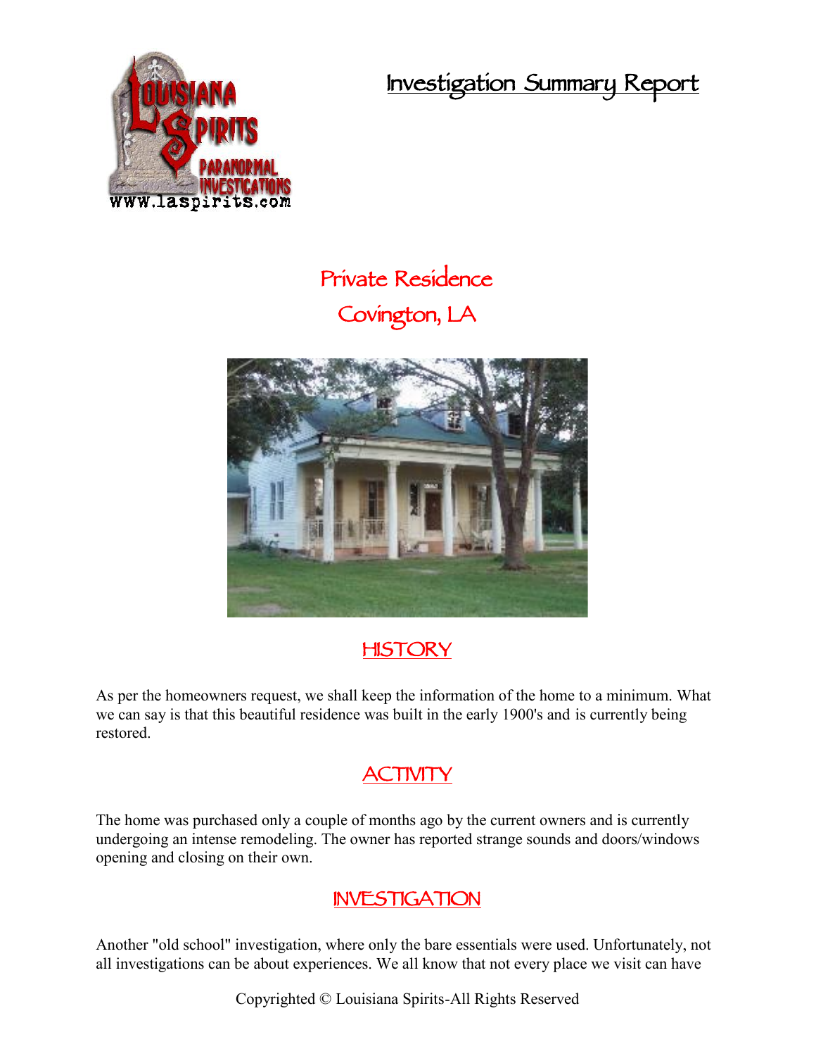# Investigation Summary Report

## Private Residence
## Covington, LA

## HISTORY

As per the homeowners request, we shall keep the information of the home to a minimum. What we can say is that this beautiful residence was built in the early 1900's and is currently being restored.

## ACTIVITY

The home was purchased only a couple of months ago by the current owners and is currently undergoing an intense remodeling. The owner has reported strange sounds and doors/windows opening and closing on their own.

## INVESTIGATION

Another "old school" investigation, where only the bare essentials were used. Unfortunately, not all investigations can be about experiences. We all know that not every place we visit can have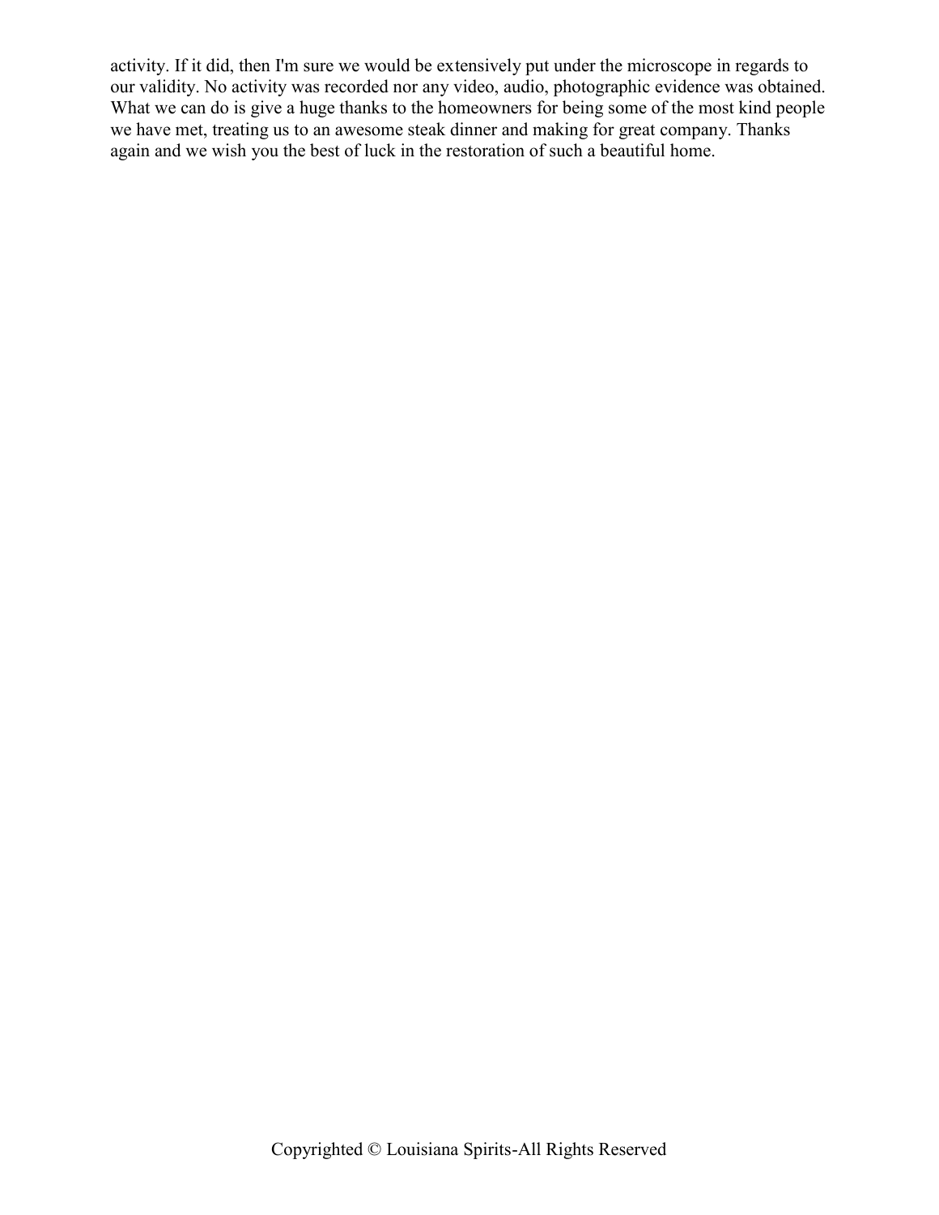activity. If it did, then I'm sure we would be extensively put under the microscope in regards to our validity. No activity was recorded nor any video, audio, photographic evidence was obtained. What we can do is give a huge thanks to the homeowners for being some of the most kind people we have met, treating us to an awesome steak dinner and making for great company. Thanks again and we wish you the best of luck in the restoration of such a beautiful home.